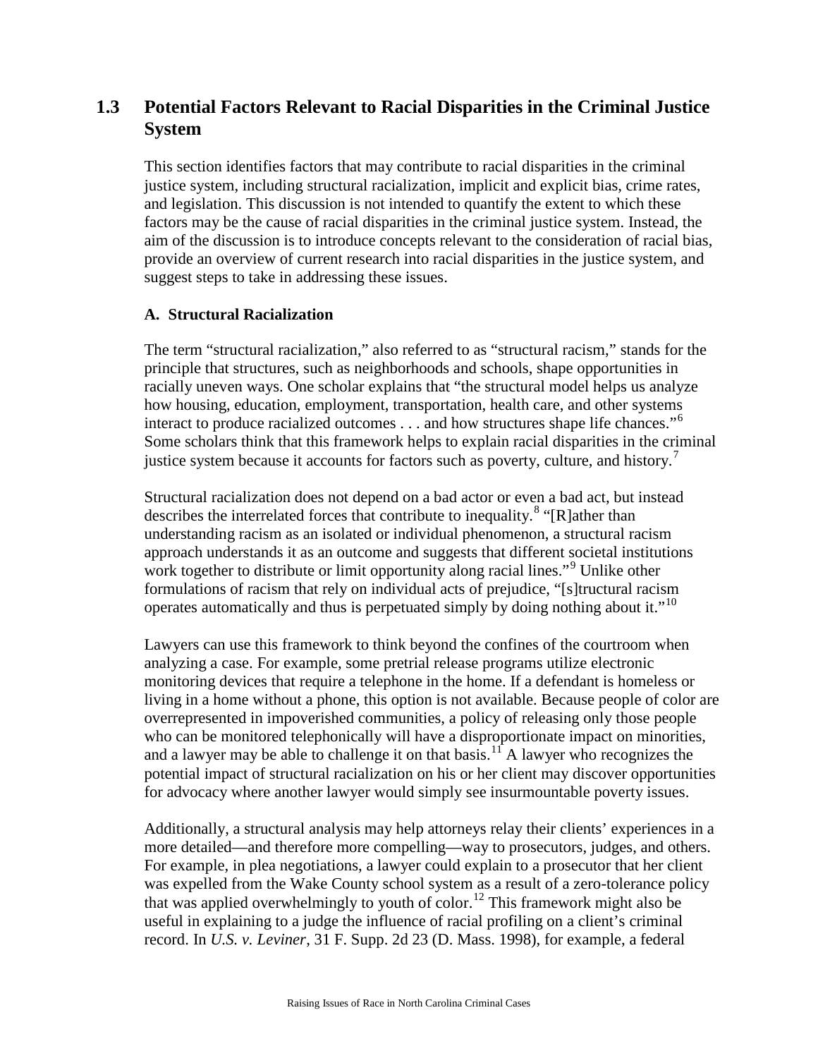## 1.3 Potential Factors Relevant to Racial Disparities in the Criminal Justice System

This section identifies factors that may contribute to racial disparities in the criminal justice system, including structural racialization, implicit and explicit bias, crime rates, and legislation. This discussion is not intended to quantify the extent to which these factors may be the cause of racial disparities in the criminal justice system. Instead, the aim of the discussion is to introduce concepts relevant to the consideration of racial bias, provide an overview of current research into racial disparities in the justice system, and suggest steps to take in addressing these issues.

### A. Structural Racialization

The term "structural racialization," also referred to as "structural racism," stands for the principle that structures, such as neighborhoods and schools, shape opportunities in racially uneven ways. One scholar explains that "the structural model helps us analyze how housing, education, employment, transportation, health care, and other systems interact to produce racialized outcomes . . . and how structures shape life chances."[6] Some scholars think that this framework helps to explain racial disparities in the criminal justice system because it accounts for factors such as poverty, culture, and history.[7]

Structural racialization does not depend on a bad actor or even a bad act, but instead describes the interrelated forces that contribute to inequality.[8] "[R]ather than understanding racism as an isolated or individual phenomenon, a structural racism approach understands it as an outcome and suggests that different societal institutions work together to distribute or limit opportunity along racial lines."[9] Unlike other formulations of racism that rely on individual acts of prejudice, "[s]tructural racism operates automatically and thus is perpetuated simply by doing nothing about it."[10]

Lawyers can use this framework to think beyond the confines of the courtroom when analyzing a case. For example, some pretrial release programs utilize electronic monitoring devices that require a telephone in the home. If a defendant is homeless or living in a home without a phone, this option is not available. Because people of color are overrepresented in impoverished communities, a policy of releasing only those people who can be monitored telephonically will have a disproportionate impact on minorities, and a lawyer may be able to challenge it on that basis.[11] A lawyer who recognizes the potential impact of structural racialization on his or her client may discover opportunities for advocacy where another lawyer would simply see insurmountable poverty issues.

Additionally, a structural analysis may help attorneys relay their clients' experiences in a more detailed—and therefore more compelling—way to prosecutors, judges, and others. For example, in plea negotiations, a lawyer could explain to a prosecutor that her client was expelled from the Wake County school system as a result of a zero-tolerance policy that was applied overwhelmingly to youth of color.[12] This framework might also be useful in explaining to a judge the influence of racial profiling on a client's criminal record. In *U.S. v. Leviner*, 31 F. Supp. 2d 23 (D. Mass. 1998), for example, a federal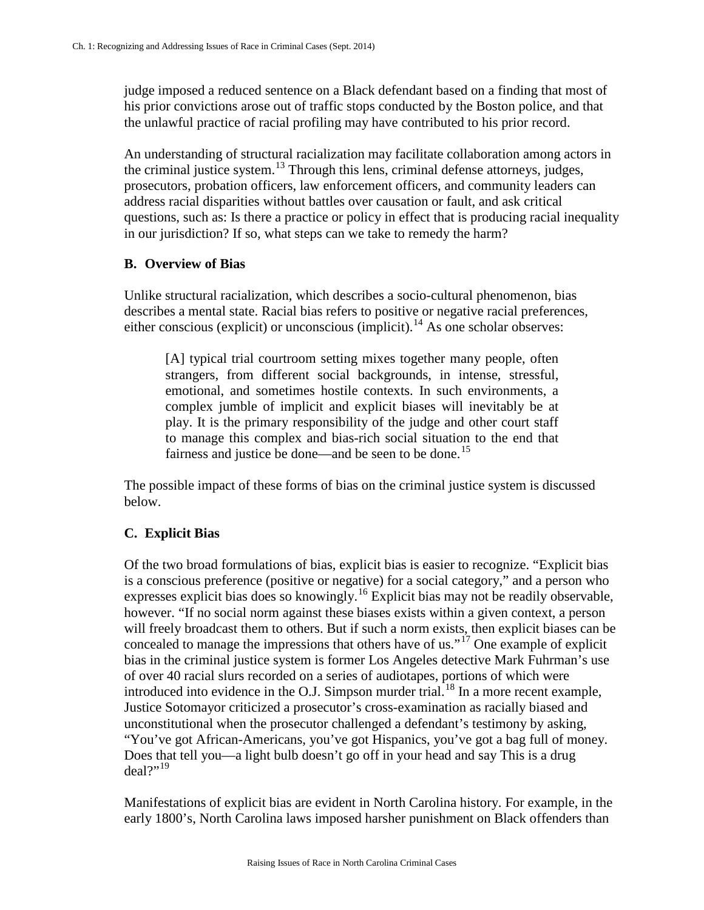judge imposed a reduced sentence on a Black defendant based on a finding that most of his prior convictions arose out of traffic stops conducted by the Boston police, and that the unlawful practice of racial profiling may have contributed to his prior record.

An understanding of structural racialization may facilitate collaboration among actors in the criminal justice system.[13] Through this lens, criminal defense attorneys, judges, prosecutors, probation officers, law enforcement officers, and community leaders can address racial disparities without battles over causation or fault, and ask critical questions, such as: Is there a practice or policy in effect that is producing racial inequality in our jurisdiction? If so, what steps can we take to remedy the harm?

### B. Overview of Bias

Unlike structural racialization, which describes a socio-cultural phenomenon, bias describes a mental state. Racial bias refers to positive or negative racial preferences, either conscious (explicit) or unconscious (implicit).[14] As one scholar observes:

> [A] typical trial courtroom setting mixes together many people, often strangers, from different social backgrounds, in intense, stressful, emotional, and sometimes hostile contexts. In such environments, a complex jumble of implicit and explicit biases will inevitably be at play. It is the primary responsibility of the judge and other court staff to manage this complex and bias-rich social situation to the end that fairness and justice be done—and be seen to be done.[15]

The possible impact of these forms of bias on the criminal justice system is discussed below.

### C. Explicit Bias

Of the two broad formulations of bias, explicit bias is easier to recognize. "Explicit bias is a conscious preference (positive or negative) for a social category," and a person who expresses explicit bias does so knowingly.[16] Explicit bias may not be readily observable, however. "If no social norm against these biases exists within a given context, a person will freely broadcast them to others. But if such a norm exists, then explicit biases can be concealed to manage the impressions that others have of us."[17] One example of explicit bias in the criminal justice system is former Los Angeles detective Mark Fuhrman's use of over 40 racial slurs recorded on a series of audiotapes, portions of which were introduced into evidence in the O.J. Simpson murder trial.[18] In a more recent example, Justice Sotomayor criticized a prosecutor's cross-examination as racially biased and unconstitutional when the prosecutor challenged a defendant's testimony by asking, "You've got African-Americans, you've got Hispanics, you've got a bag full of money. Does that tell you—a light bulb doesn't go off in your head and say This is a drug deal?"[19]

Manifestations of explicit bias are evident in North Carolina history. For example, in the early 1800's, North Carolina laws imposed harsher punishment on Black offenders than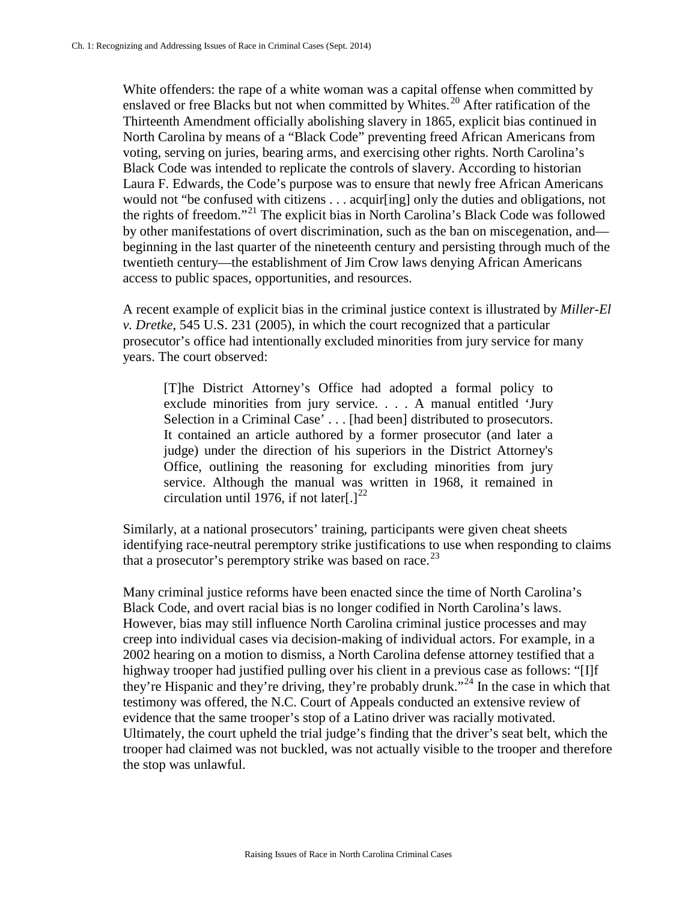White offenders: the rape of a white woman was a capital offense when committed by enslaved or free Blacks but not when committed by Whites.[20] After ratification of the Thirteenth Amendment officially abolishing slavery in 1865, explicit bias continued in North Carolina by means of a "Black Code" preventing freed African Americans from voting, serving on juries, bearing arms, and exercising other rights. North Carolina's Black Code was intended to replicate the controls of slavery. According to historian Laura F. Edwards, the Code's purpose was to ensure that newly free African Americans would not "be confused with citizens . . . acquir[ing] only the duties and obligations, not the rights of freedom."[21] The explicit bias in North Carolina's Black Code was followed by other manifestations of overt discrimination, such as the ban on miscegenation, and—beginning in the last quarter of the nineteenth century and persisting through much of the twentieth century—the establishment of Jim Crow laws denying African Americans access to public spaces, opportunities, and resources.

A recent example of explicit bias in the criminal justice context is illustrated by *Miller-El v. Dretke*, 545 U.S. 231 (2005), in which the court recognized that a particular prosecutor's office had intentionally excluded minorities from jury service for many years. The court observed:

> [T]he District Attorney's Office had adopted a formal policy to exclude minorities from jury service. . . . A manual entitled 'Jury Selection in a Criminal Case' . . . [had been] distributed to prosecutors. It contained an article authored by a former prosecutor (and later a judge) under the direction of his superiors in the District Attorney's Office, outlining the reasoning for excluding minorities from jury service. Although the manual was written in 1968, it remained in circulation until 1976, if not later[.][22]

Similarly, at a national prosecutors' training, participants were given cheat sheets identifying race-neutral peremptory strike justifications to use when responding to claims that a prosecutor's peremptory strike was based on race.[23]

Many criminal justice reforms have been enacted since the time of North Carolina's Black Code, and overt racial bias is no longer codified in North Carolina's laws. However, bias may still influence North Carolina criminal justice processes and may creep into individual cases via decision-making of individual actors. For example, in a 2002 hearing on a motion to dismiss, a North Carolina defense attorney testified that a highway trooper had justified pulling over his client in a previous case as follows: "[I]f they're Hispanic and they're driving, they're probably drunk."[24] In the case in which that testimony was offered, the N.C. Court of Appeals conducted an extensive review of evidence that the same trooper's stop of a Latino driver was racially motivated. Ultimately, the court upheld the trial judge's finding that the driver's seat belt, which the trooper had claimed was not buckled, was not actually visible to the trooper and therefore the stop was unlawful.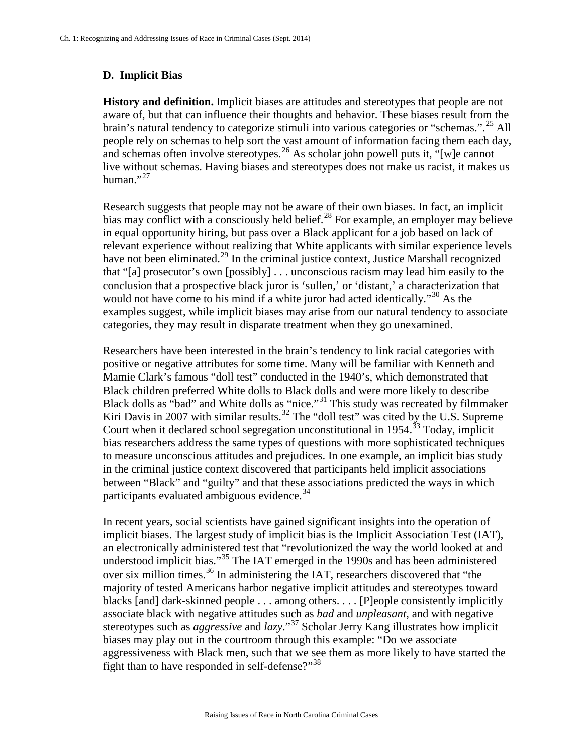## D. Implicit Bias

**History and definition.** Implicit biases are attitudes and stereotypes that people are not aware of, but that can influence their thoughts and behavior. These biases result from the brain's natural tendency to categorize stimuli into various categories or "schemas.".[25] All people rely on schemas to help sort the vast amount of information facing them each day, and schemas often involve stereotypes.[26] As scholar john powell puts it, "[w]e cannot live without schemas. Having biases and stereotypes does not make us racist, it makes us human."[27]

Research suggests that people may not be aware of their own biases. In fact, an implicit bias may conflict with a consciously held belief.[28] For example, an employer may believe in equal opportunity hiring, but pass over a Black applicant for a job based on lack of relevant experience without realizing that White applicants with similar experience levels have not been eliminated.[29] In the criminal justice context, Justice Marshall recognized that "[a] prosecutor's own [possibly] . . . unconscious racism may lead him easily to the conclusion that a prospective black juror is 'sullen,' or 'distant,' a characterization that would not have come to his mind if a white juror had acted identically."[30] As the examples suggest, while implicit biases may arise from our natural tendency to associate categories, they may result in disparate treatment when they go unexamined.

Researchers have been interested in the brain's tendency to link racial categories with positive or negative attributes for some time. Many will be familiar with Kenneth and Mamie Clark's famous "doll test" conducted in the 1940's, which demonstrated that Black children preferred White dolls to Black dolls and were more likely to describe Black dolls as "bad" and White dolls as "nice."[31] This study was recreated by filmmaker Kiri Davis in 2007 with similar results.[32] The "doll test" was cited by the U.S. Supreme Court when it declared school segregation unconstitutional in 1954.[33] Today, implicit bias researchers address the same types of questions with more sophisticated techniques to measure unconscious attitudes and prejudices. In one example, an implicit bias study in the criminal justice context discovered that participants held implicit associations between "Black" and "guilty" and that these associations predicted the ways in which participants evaluated ambiguous evidence.[34]

In recent years, social scientists have gained significant insights into the operation of implicit biases. The largest study of implicit bias is the Implicit Association Test (IAT), an electronically administered test that "revolutionized the way the world looked at and understood implicit bias."[35] The IAT emerged in the 1990s and has been administered over six million times.[36] In administering the IAT, researchers discovered that "the majority of tested Americans harbor negative implicit attitudes and stereotypes toward blacks [and] dark-skinned people . . . among others. . . . [P]eople consistently implicitly associate black with negative attitudes such as *bad* and *unpleasant*, and with negative stereotypes such as *aggressive* and *lazy*."[37] Scholar Jerry Kang illustrates how implicit biases may play out in the courtroom through this example: "Do we associate aggressiveness with Black men, such that we see them as more likely to have started the fight than to have responded in self-defense?"[38]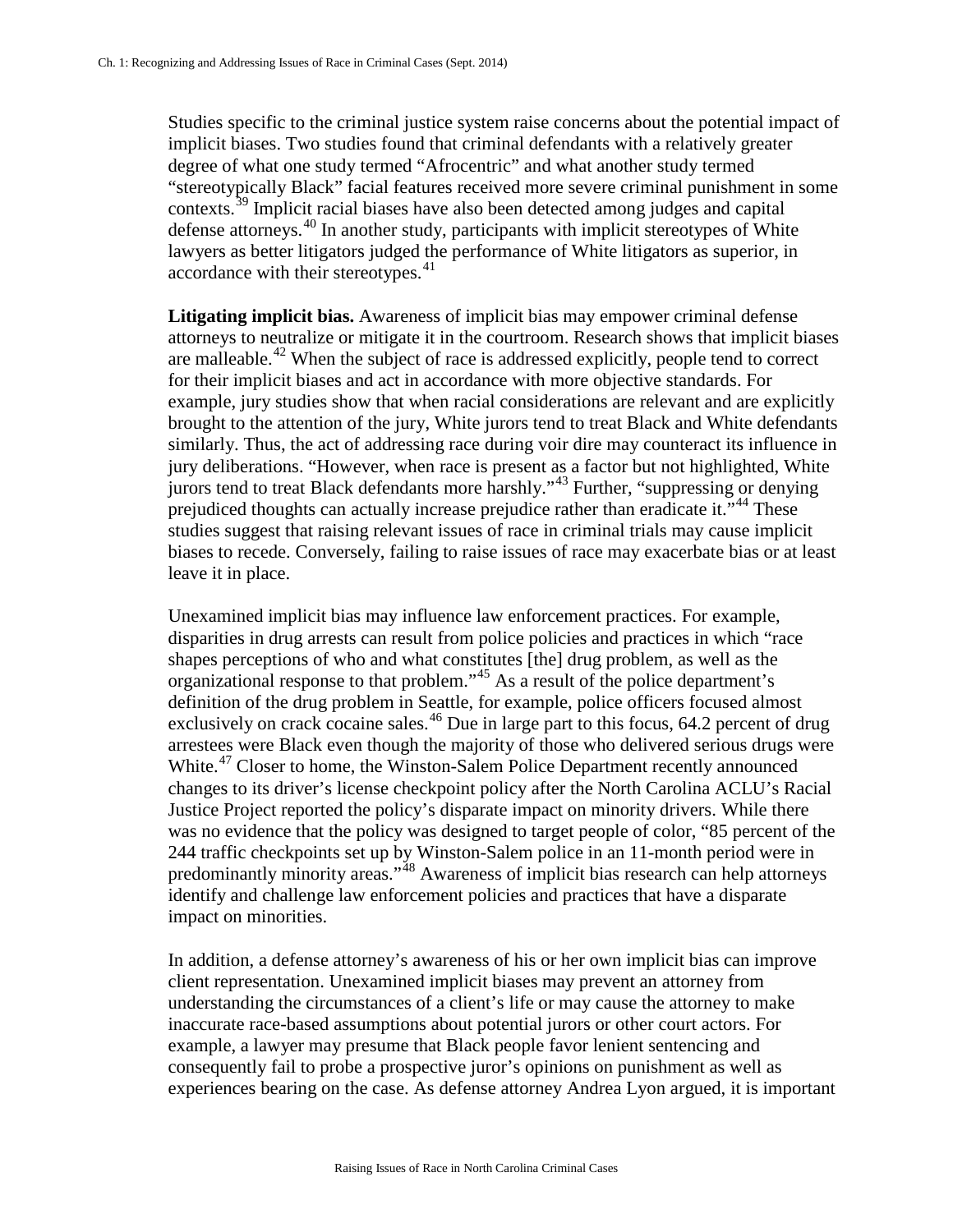Studies specific to the criminal justice system raise concerns about the potential impact of implicit biases. Two studies found that criminal defendants with a relatively greater degree of what one study termed "Afrocentric" and what another study termed "stereotypically Black" facial features received more severe criminal punishment in some contexts.[39] Implicit racial biases have also been detected among judges and capital defense attorneys.[40] In another study, participants with implicit stereotypes of White lawyers as better litigators judged the performance of White litigators as superior, in accordance with their stereotypes.[41]

**Litigating implicit bias.** Awareness of implicit bias may empower criminal defense attorneys to neutralize or mitigate it in the courtroom. Research shows that implicit biases are malleable.[42] When the subject of race is addressed explicitly, people tend to correct for their implicit biases and act in accordance with more objective standards. For example, jury studies show that when racial considerations are relevant and are explicitly brought to the attention of the jury, White jurors tend to treat Black and White defendants similarly. Thus, the act of addressing race during voir dire may counteract its influence in jury deliberations. "However, when race is present as a factor but not highlighted, White jurors tend to treat Black defendants more harshly."[43] Further, "suppressing or denying prejudiced thoughts can actually increase prejudice rather than eradicate it."[44] These studies suggest that raising relevant issues of race in criminal trials may cause implicit biases to recede. Conversely, failing to raise issues of race may exacerbate bias or at least leave it in place.

Unexamined implicit bias may influence law enforcement practices. For example, disparities in drug arrests can result from police policies and practices in which "race shapes perceptions of who and what constitutes [the] drug problem, as well as the organizational response to that problem."[45] As a result of the police department's definition of the drug problem in Seattle, for example, police officers focused almost exclusively on crack cocaine sales.[46] Due in large part to this focus, 64.2 percent of drug arrestees were Black even though the majority of those who delivered serious drugs were White.[47] Closer to home, the Winston-Salem Police Department recently announced changes to its driver's license checkpoint policy after the North Carolina ACLU's Racial Justice Project reported the policy's disparate impact on minority drivers. While there was no evidence that the policy was designed to target people of color, "85 percent of the 244 traffic checkpoints set up by Winston-Salem police in an 11-month period were in predominantly minority areas."[48] Awareness of implicit bias research can help attorneys identify and challenge law enforcement policies and practices that have a disparate impact on minorities.

In addition, a defense attorney's awareness of his or her own implicit bias can improve client representation. Unexamined implicit biases may prevent an attorney from understanding the circumstances of a client's life or may cause the attorney to make inaccurate race-based assumptions about potential jurors or other court actors. For example, a lawyer may presume that Black people favor lenient sentencing and consequently fail to probe a prospective juror's opinions on punishment as well as experiences bearing on the case. As defense attorney Andrea Lyon argued, it is important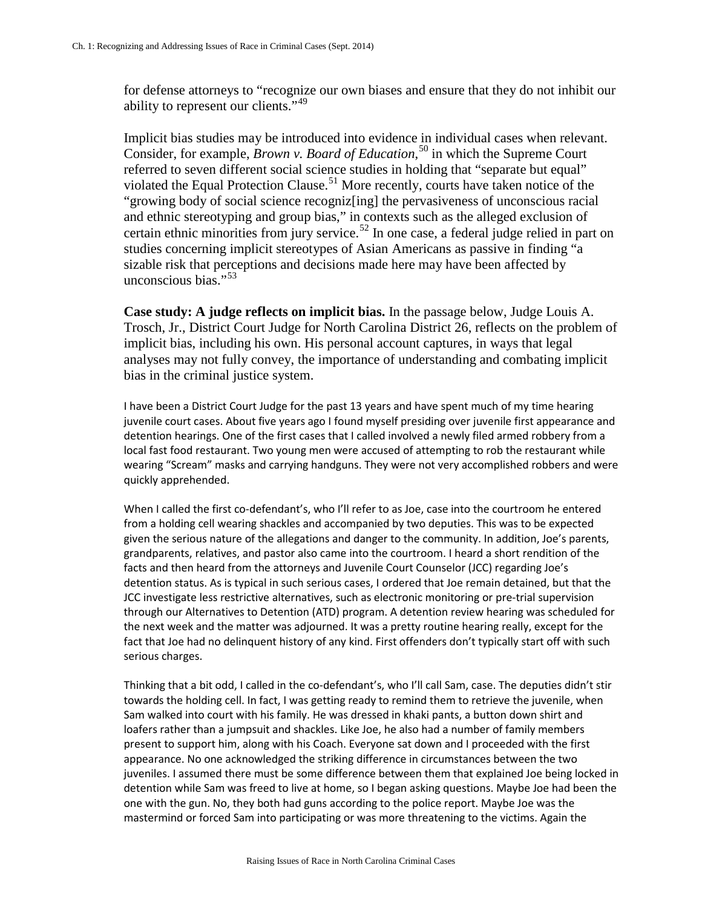for defense attorneys to “recognize our own biases and ensure that they do not inhibit our ability to represent our clients.”[49]

Implicit bias studies may be introduced into evidence in individual cases when relevant. Consider, for example, *Brown v. Board of Education*,[50] in which the Supreme Court referred to seven different social science studies in holding that “separate but equal” violated the Equal Protection Clause.[51] More recently, courts have taken notice of the “growing body of social science recogniz[ing] the pervasiveness of unconscious racial and ethnic stereotyping and group bias,” in contexts such as the alleged exclusion of certain ethnic minorities from jury service.[52] In one case, a federal judge relied in part on studies concerning implicit stereotypes of Asian Americans as passive in finding “a sizable risk that perceptions and decisions made here may have been affected by unconscious bias.”[53]

**Case study: A judge reflects on implicit bias.** In the passage below, Judge Louis A. Trosch, Jr., District Court Judge for North Carolina District 26, reflects on the problem of implicit bias, including his own. His personal account captures, in ways that legal analyses may not fully convey, the importance of understanding and combating implicit bias in the criminal justice system.

I have been a District Court Judge for the past 13 years and have spent much of my time hearing juvenile court cases. About five years ago I found myself presiding over juvenile first appearance and detention hearings. One of the first cases that I called involved a newly filed armed robbery from a local fast food restaurant. Two young men were accused of attempting to rob the restaurant while wearing “Scream” masks and carrying handguns. They were not very accomplished robbers and were quickly apprehended.

When I called the first co-defendant’s, who I’ll refer to as Joe, case into the courtroom he entered from a holding cell wearing shackles and accompanied by two deputies. This was to be expected given the serious nature of the allegations and danger to the community. In addition, Joe’s parents, grandparents, relatives, and pastor also came into the courtroom. I heard a short rendition of the facts and then heard from the attorneys and Juvenile Court Counselor (JCC) regarding Joe’s detention status. As is typical in such serious cases, I ordered that Joe remain detained, but that the JCC investigate less restrictive alternatives, such as electronic monitoring or pre-trial supervision through our Alternatives to Detention (ATD) program. A detention review hearing was scheduled for the next week and the matter was adjourned. It was a pretty routine hearing really, except for the fact that Joe had no delinquent history of any kind. First offenders don’t typically start off with such serious charges.

Thinking that a bit odd, I called in the co-defendant’s, who I’ll call Sam, case. The deputies didn’t stir towards the holding cell. In fact, I was getting ready to remind them to retrieve the juvenile, when Sam walked into court with his family. He was dressed in khaki pants, a button down shirt and loafers rather than a jumpsuit and shackles. Like Joe, he also had a number of family members present to support him, along with his Coach. Everyone sat down and I proceeded with the first appearance. No one acknowledged the striking difference in circumstances between the two juveniles. I assumed there must be some difference between them that explained Joe being locked in detention while Sam was freed to live at home, so I began asking questions. Maybe Joe had been the one with the gun. No, they both had guns according to the police report. Maybe Joe was the mastermind or forced Sam into participating or was more threatening to the victims. Again the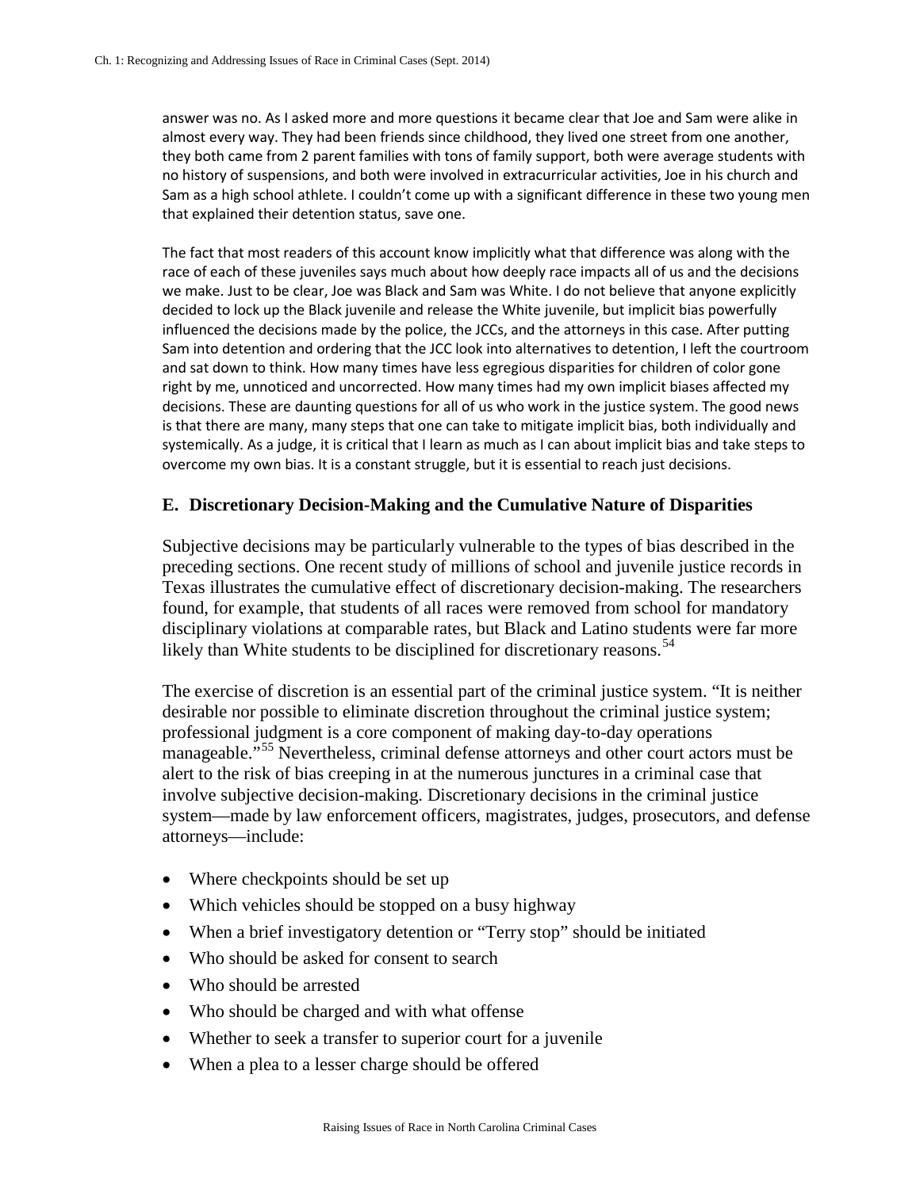answer was no. As I asked more and more questions it became clear that Joe and Sam were alike in almost every way. They had been friends since childhood, they lived one street from one another, they both came from 2 parent families with tons of family support, both were average students with no history of suspensions, and both were involved in extracurricular activities, Joe in his church and Sam as a high school athlete. I couldn't come up with a significant difference in these two young men that explained their detention status, save one.

The fact that most readers of this account know implicitly what that difference was along with the race of each of these juveniles says much about how deeply race impacts all of us and the decisions we make. Just to be clear, Joe was Black and Sam was White. I do not believe that anyone explicitly decided to lock up the Black juvenile and release the White juvenile, but implicit bias powerfully influenced the decisions made by the police, the JCCs, and the attorneys in this case. After putting Sam into detention and ordering that the JCC look into alternatives to detention, I left the courtroom and sat down to think. How many times have less egregious disparities for children of color gone right by me, unnoticed and uncorrected. How many times had my own implicit biases affected my decisions. These are daunting questions for all of us who work in the justice system. The good news is that there are many, many steps that one can take to mitigate implicit bias, both individually and systemically. As a judge, it is critical that I learn as much as I can about implicit bias and take steps to overcome my own bias. It is a constant struggle, but it is essential to reach just decisions.

## E. Discretionary Decision-Making and the Cumulative Nature of Disparities

Subjective decisions may be particularly vulnerable to the types of bias described in the preceding sections. One recent study of millions of school and juvenile justice records in Texas illustrates the cumulative effect of discretionary decision-making. The researchers found, for example, that students of all races were removed from school for mandatory disciplinary violations at comparable rates, but Black and Latino students were far more likely than White students to be disciplined for discretionary reasons.[54]

The exercise of discretion is an essential part of the criminal justice system. "It is neither desirable nor possible to eliminate discretion throughout the criminal justice system; professional judgment is a core component of making day-to-day operations manageable."[55] Nevertheless, criminal defense attorneys and other court actors must be alert to the risk of bias creeping in at the numerous junctures in a criminal case that involve subjective decision-making. Discretionary decisions in the criminal justice system—made by law enforcement officers, magistrates, judges, prosecutors, and defense attorneys—include:

- Where checkpoints should be set up
- Which vehicles should be stopped on a busy highway
- When a brief investigatory detention or "Terry stop" should be initiated
- Who should be asked for consent to search
- Who should be arrested
- Who should be charged and with what offense
- Whether to seek a transfer to superior court for a juvenile
- When a plea to a lesser charge should be offered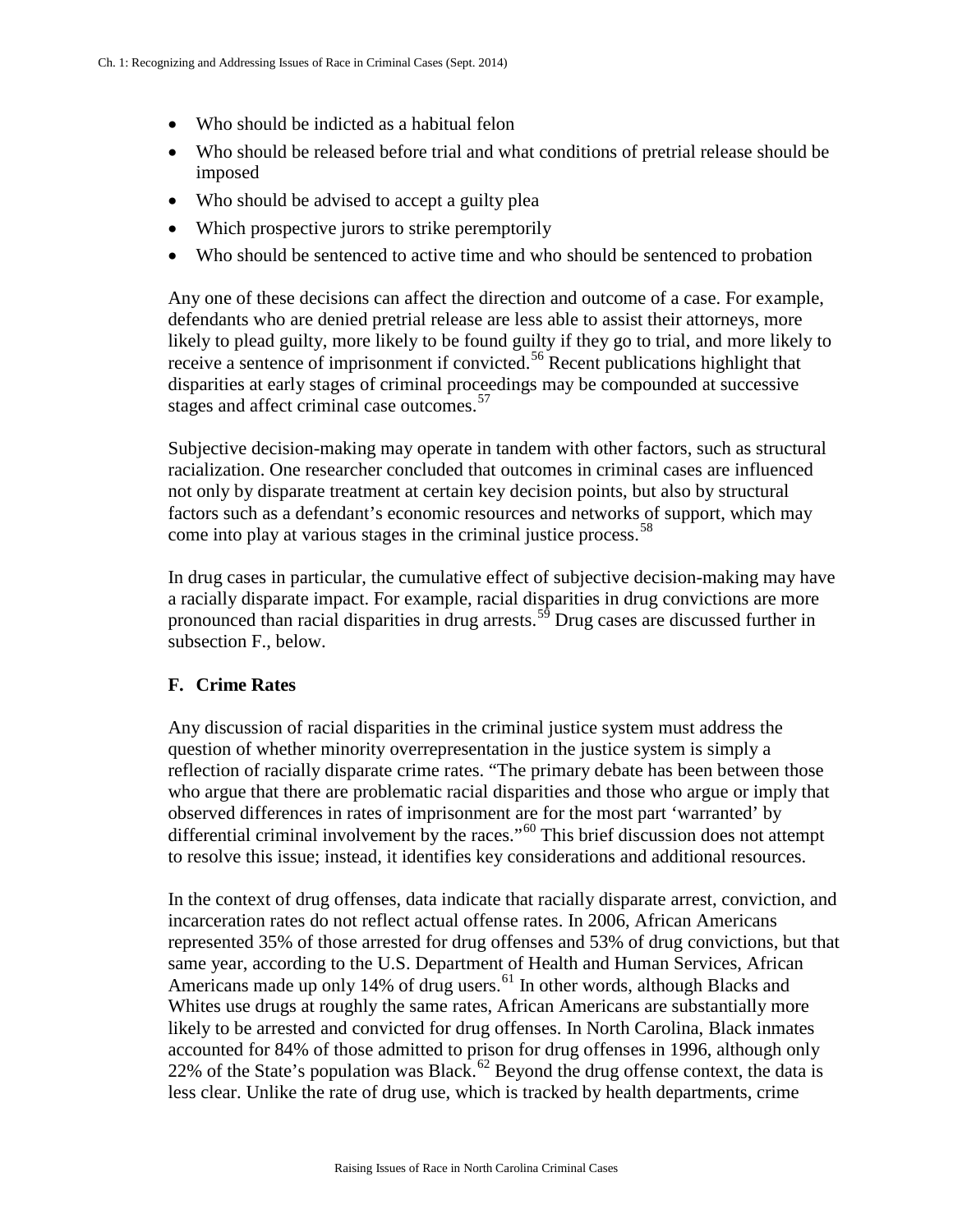- Who should be indicted as a habitual felon
- Who should be released before trial and what conditions of pretrial release should be imposed
- Who should be advised to accept a guilty plea
- Which prospective jurors to strike peremptorily
- Who should be sentenced to active time and who should be sentenced to probation

Any one of these decisions can affect the direction and outcome of a case. For example, defendants who are denied pretrial release are less able to assist their attorneys, more likely to plead guilty, more likely to be found guilty if they go to trial, and more likely to receive a sentence of imprisonment if convicted.[56] Recent publications highlight that disparities at early stages of criminal proceedings may be compounded at successive stages and affect criminal case outcomes.[57]

Subjective decision-making may operate in tandem with other factors, such as structural racialization. One researcher concluded that outcomes in criminal cases are influenced not only by disparate treatment at certain key decision points, but also by structural factors such as a defendant's economic resources and networks of support, which may come into play at various stages in the criminal justice process.[58]

In drug cases in particular, the cumulative effect of subjective decision-making may have a racially disparate impact. For example, racial disparities in drug convictions are more pronounced than racial disparities in drug arrests.[59] Drug cases are discussed further in subsection F., below.

## F. Crime Rates

Any discussion of racial disparities in the criminal justice system must address the question of whether minority overrepresentation in the justice system is simply a reflection of racially disparate crime rates. "The primary debate has been between those who argue that there are problematic racial disparities and those who argue or imply that observed differences in rates of imprisonment are for the most part 'warranted' by differential criminal involvement by the races."[60] This brief discussion does not attempt to resolve this issue; instead, it identifies key considerations and additional resources.

In the context of drug offenses, data indicate that racially disparate arrest, conviction, and incarceration rates do not reflect actual offense rates. In 2006, African Americans represented 35% of those arrested for drug offenses and 53% of drug convictions, but that same year, according to the U.S. Department of Health and Human Services, African Americans made up only 14% of drug users.[61] In other words, although Blacks and Whites use drugs at roughly the same rates, African Americans are substantially more likely to be arrested and convicted for drug offenses. In North Carolina, Black inmates accounted for 84% of those admitted to prison for drug offenses in 1996, although only 22% of the State's population was Black.[62] Beyond the drug offense context, the data is less clear. Unlike the rate of drug use, which is tracked by health departments, crime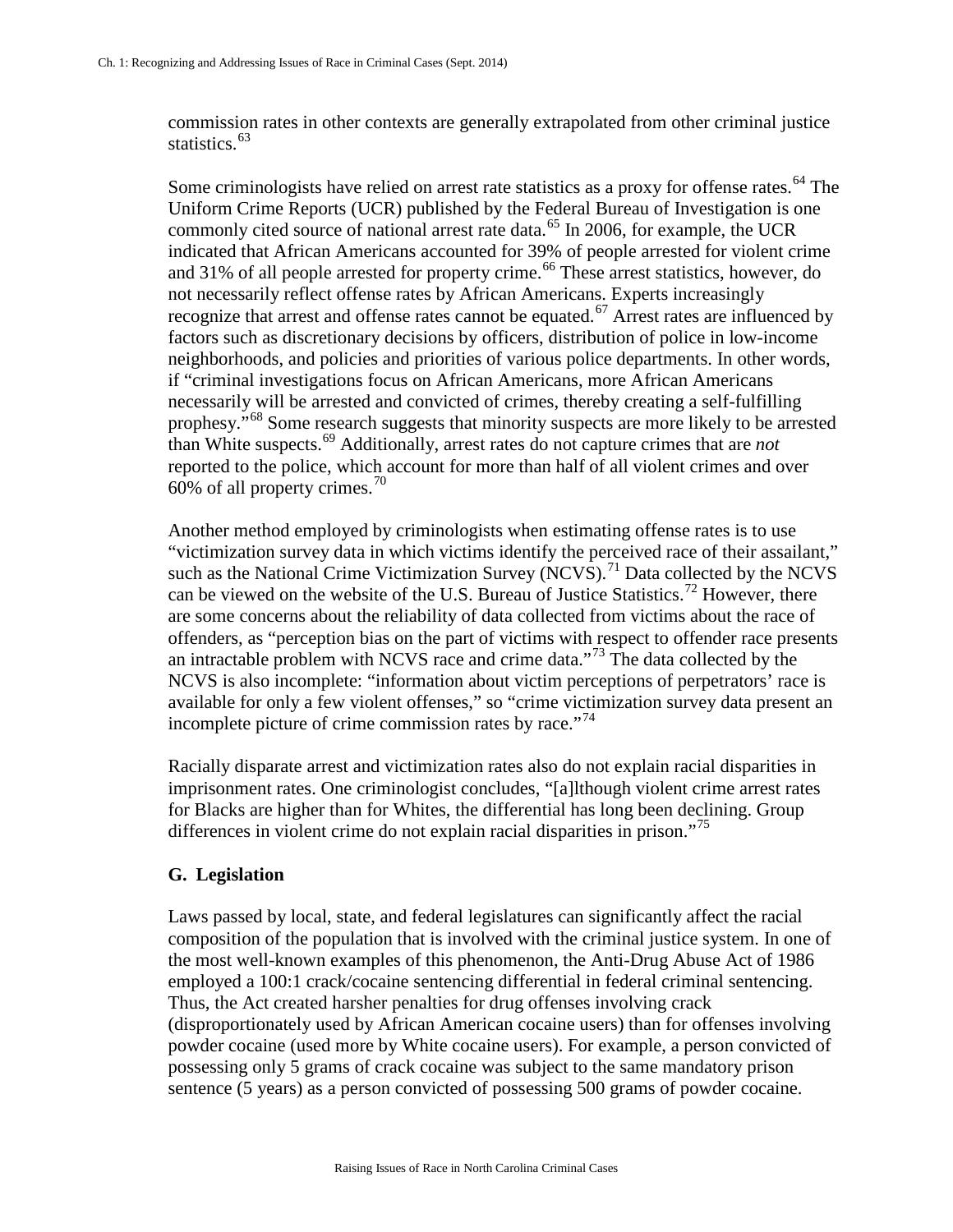commission rates in other contexts are generally extrapolated from other criminal justice statistics.[63]

Some criminologists have relied on arrest rate statistics as a proxy for offense rates.[64] The Uniform Crime Reports (UCR) published by the Federal Bureau of Investigation is one commonly cited source of national arrest rate data.[65] In 2006, for example, the UCR indicated that African Americans accounted for 39% of people arrested for violent crime and 31% of all people arrested for property crime.[66] These arrest statistics, however, do not necessarily reflect offense rates by African Americans. Experts increasingly recognize that arrest and offense rates cannot be equated.[67] Arrest rates are influenced by factors such as discretionary decisions by officers, distribution of police in low-income neighborhoods, and policies and priorities of various police departments. In other words, if "criminal investigations focus on African Americans, more African Americans necessarily will be arrested and convicted of crimes, thereby creating a self-fulfilling prophesy."[68] Some research suggests that minority suspects are more likely to be arrested than White suspects.[69] Additionally, arrest rates do not capture crimes that are *not* reported to the police, which account for more than half of all violent crimes and over 60% of all property crimes.[70]

Another method employed by criminologists when estimating offense rates is to use "victimization survey data in which victims identify the perceived race of their assailant," such as the National Crime Victimization Survey (NCVS).[71] Data collected by the NCVS can be viewed on the website of the U.S. Bureau of Justice Statistics.[72] However, there are some concerns about the reliability of data collected from victims about the race of offenders, as "perception bias on the part of victims with respect to offender race presents an intractable problem with NCVS race and crime data."[73] The data collected by the NCVS is also incomplete: "information about victim perceptions of perpetrators' race is available for only a few violent offenses," so "crime victimization survey data present an incomplete picture of crime commission rates by race."[74]

Racially disparate arrest and victimization rates also do not explain racial disparities in imprisonment rates. One criminologist concludes, "[a]lthough violent crime arrest rates for Blacks are higher than for Whites, the differential has long been declining. Group differences in violent crime do not explain racial disparities in prison."[75]

### G. Legislation

Laws passed by local, state, and federal legislatures can significantly affect the racial composition of the population that is involved with the criminal justice system. In one of the most well-known examples of this phenomenon, the Anti-Drug Abuse Act of 1986 employed a 100:1 crack/cocaine sentencing differential in federal criminal sentencing. Thus, the Act created harsher penalties for drug offenses involving crack (disproportionately used by African American cocaine users) than for offenses involving powder cocaine (used more by White cocaine users). For example, a person convicted of possessing only 5 grams of crack cocaine was subject to the same mandatory prison sentence (5 years) as a person convicted of possessing 500 grams of powder cocaine.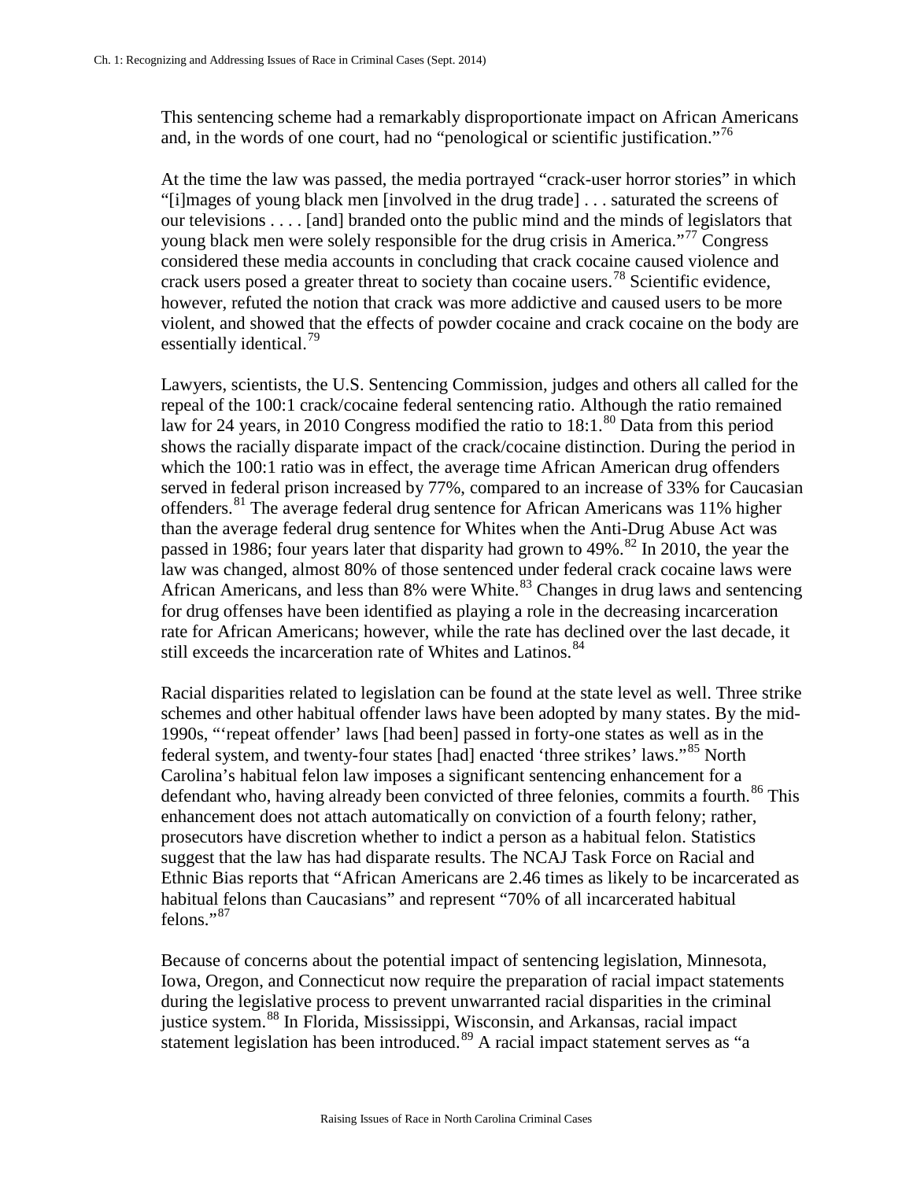This sentencing scheme had a remarkably disproportionate impact on African Americans and, in the words of one court, had no "penological or scientific justification."[76]

At the time the law was passed, the media portrayed "crack-user horror stories" in which "[i]mages of young black men [involved in the drug trade] . . . saturated the screens of our televisions . . . . [and] branded onto the public mind and the minds of legislators that young black men were solely responsible for the drug crisis in America."[77] Congress considered these media accounts in concluding that crack cocaine caused violence and crack users posed a greater threat to society than cocaine users.[78] Scientific evidence, however, refuted the notion that crack was more addictive and caused users to be more violent, and showed that the effects of powder cocaine and crack cocaine on the body are essentially identical.[79]

Lawyers, scientists, the U.S. Sentencing Commission, judges and others all called for the repeal of the 100:1 crack/cocaine federal sentencing ratio. Although the ratio remained law for 24 years, in 2010 Congress modified the ratio to 18:1.[80] Data from this period shows the racially disparate impact of the crack/cocaine distinction. During the period in which the 100:1 ratio was in effect, the average time African American drug offenders served in federal prison increased by 77%, compared to an increase of 33% for Caucasian offenders.[81] The average federal drug sentence for African Americans was 11% higher than the average federal drug sentence for Whites when the Anti-Drug Abuse Act was passed in 1986; four years later that disparity had grown to 49%.[82] In 2010, the year the law was changed, almost 80% of those sentenced under federal crack cocaine laws were African Americans, and less than 8% were White.[83] Changes in drug laws and sentencing for drug offenses have been identified as playing a role in the decreasing incarceration rate for African Americans; however, while the rate has declined over the last decade, it still exceeds the incarceration rate of Whites and Latinos.[84]

Racial disparities related to legislation can be found at the state level as well. Three strike schemes and other habitual offender laws have been adopted by many states. By the mid-1990s, "'repeat offender' laws [had been] passed in forty-one states as well as in the federal system, and twenty-four states [had] enacted 'three strikes' laws."[85] North Carolina's habitual felon law imposes a significant sentencing enhancement for a defendant who, having already been convicted of three felonies, commits a fourth.[86] This enhancement does not attach automatically on conviction of a fourth felony; rather, prosecutors have discretion whether to indict a person as a habitual felon. Statistics suggest that the law has had disparate results. The NCAJ Task Force on Racial and Ethnic Bias reports that "African Americans are 2.46 times as likely to be incarcerated as habitual felons than Caucasians" and represent "70% of all incarcerated habitual felons."[87]

Because of concerns about the potential impact of sentencing legislation, Minnesota, Iowa, Oregon, and Connecticut now require the preparation of racial impact statements during the legislative process to prevent unwarranted racial disparities in the criminal justice system.[88] In Florida, Mississippi, Wisconsin, and Arkansas, racial impact statement legislation has been introduced.[89] A racial impact statement serves as "a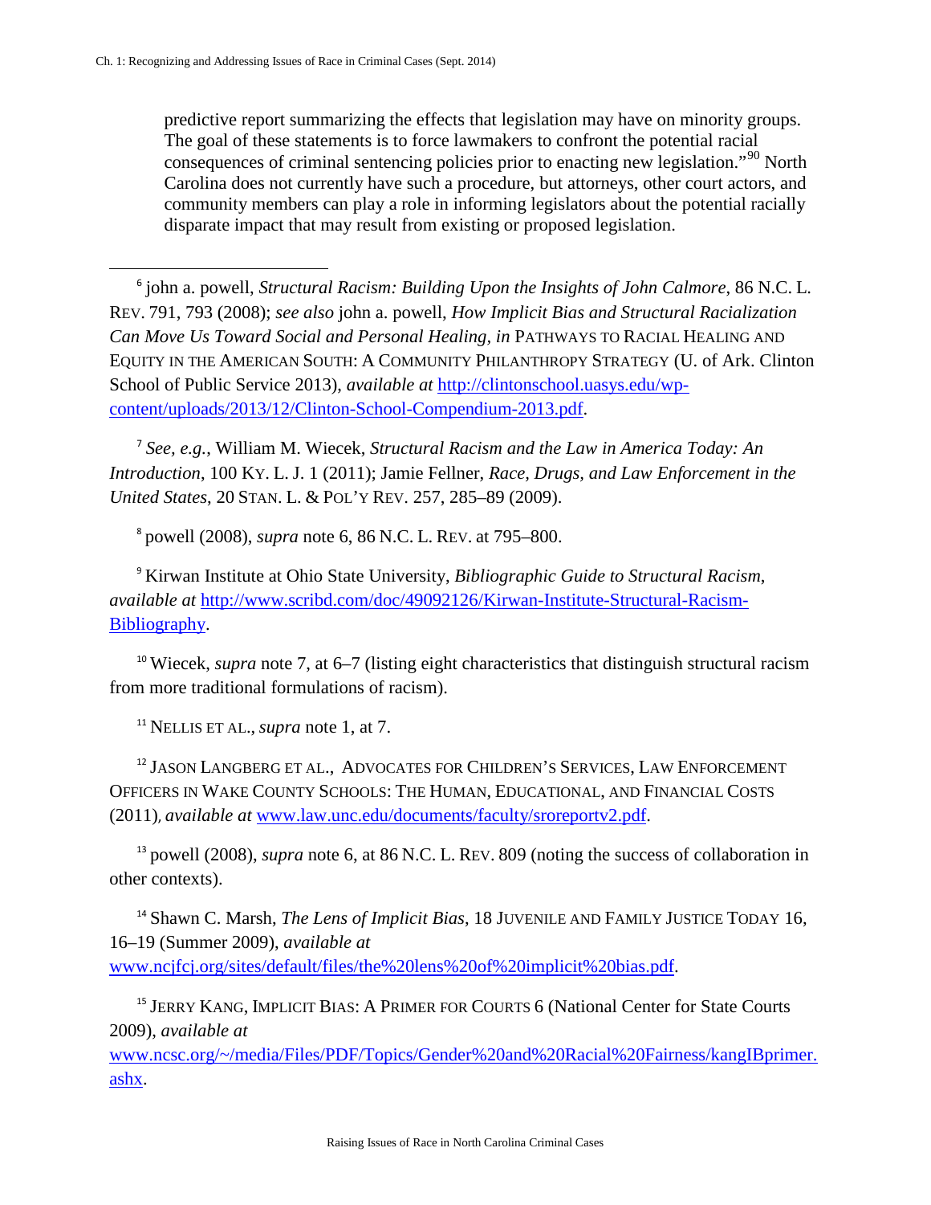predictive report summarizing the effects that legislation may have on minority groups. The goal of these statements is to force lawmakers to confront the potential racial consequences of criminal sentencing policies prior to enacting new legislation."[90] North Carolina does not currently have such a procedure, but attorneys, other court actors, and community members can play a role in informing legislators about the potential racially disparate impact that may result from existing or proposed legislation.

---

[6] john a. powell, *Structural Racism: Building Upon the Insights of John Calmore*, 86 N.C. L. REV. 791, 793 (2008); *see also* john a. powell, *How Implicit Bias and Structural Racialization Can Move Us Toward Social and Personal Healing, in* PATHWAYS TO RACIAL HEALING AND EQUITY IN THE AMERICAN SOUTH: A COMMUNITY PHILANTHROPY STRATEGY (U. of Ark. Clinton School of Public Service 2013), *available at* http://clintonschool.uasys.edu/wp-content/uploads/2013/12/Clinton-School-Compendium-2013.pdf.

[7] *See, e.g.*, William M. Wiecek, *Structural Racism and the Law in America Today: An Introduction*, 100 KY. L. J. 1 (2011); Jamie Fellner, *Race, Drugs, and Law Enforcement in the United States*, 20 STAN. L. & POL'Y REV. 257, 285–89 (2009).

[8] powell (2008), *supra* note 6, 86 N.C. L. REV. at 795–800.

[9] Kirwan Institute at Ohio State University, *Bibliographic Guide to Structural Racism*, *available at* http://www.scribd.com/doc/49092126/Kirwan-Institute-Structural-Racism-Bibliography.

[10] Wiecek, *supra* note 7, at 6–7 (listing eight characteristics that distinguish structural racism from more traditional formulations of racism).

[11] NELLIS ET AL., *supra* note 1, at 7.

[12] JASON LANGBERG ET AL., ADVOCATES FOR CHILDREN'S SERVICES, LAW ENFORCEMENT OFFICERS IN WAKE COUNTY SCHOOLS: THE HUMAN, EDUCATIONAL, AND FINANCIAL COSTS (2011), *available at* www.law.unc.edu/documents/faculty/sroreportv2.pdf.

[13] powell (2008), *supra* note 6, at 86 N.C. L. REV. 809 (noting the success of collaboration in other contexts).

[14] Shawn C. Marsh, *The Lens of Implicit Bias*, 18 JUVENILE AND FAMILY JUSTICE TODAY 16, 16–19 (Summer 2009), *available at* www.ncjfcj.org/sites/default/files/the%20lens%20of%20implicit%20bias.pdf.

[15] JERRY KANG, IMPLICIT BIAS: A PRIMER FOR COURTS 6 (National Center for State Courts 2009), *available at* www.ncsc.org/~/media/Files/PDF/Topics/Gender%20and%20Racial%20Fairness/kangIBprimer.ashx.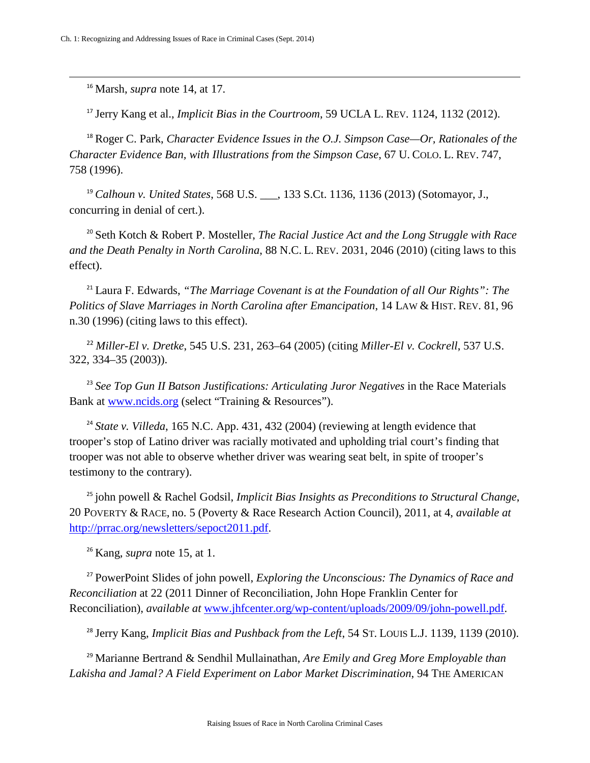[16] Marsh, *supra* note 14, at 17.

[17] Jerry Kang et al., *Implicit Bias in the Courtroom*, 59 UCLA L. REV. 1124, 1132 (2012).

[18] Roger C. Park, *Character Evidence Issues in the O.J. Simpson Case—Or, Rationales of the Character Evidence Ban, with Illustrations from the Simpson Case*, 67 U. COLO. L. REV. 747, 758 (1996).

[19] *Calhoun v. United States*, 568 U.S. ___, 133 S.Ct. 1136, 1136 (2013) (Sotomayor, J., concurring in denial of cert.).

[20] Seth Kotch & Robert P. Mosteller, *The Racial Justice Act and the Long Struggle with Race and the Death Penalty in North Carolina*, 88 N.C. L. REV. 2031, 2046 (2010) (citing laws to this effect).

[21] Laura F. Edwards, *"The Marriage Covenant is at the Foundation of all Our Rights": The Politics of Slave Marriages in North Carolina after Emancipation*, 14 LAW & HIST. REV. 81, 96 n.30 (1996) (citing laws to this effect).

[22] *Miller-El v. Dretke*, 545 U.S. 231, 263–64 (2005) (citing *Miller-El v. Cockrell*, 537 U.S. 322, 334–35 (2003)).

[23] *See Top Gun II Batson Justifications: Articulating Juror Negatives* in the Race Materials Bank at www.ncids.org (select "Training & Resources").

[24] *State v. Villeda*, 165 N.C. App. 431, 432 (2004) (reviewing at length evidence that trooper's stop of Latino driver was racially motivated and upholding trial court's finding that trooper was not able to observe whether driver was wearing seat belt, in spite of trooper's testimony to the contrary).

[25] john powell & Rachel Godsil, *Implicit Bias Insights as Preconditions to Structural Change*, 20 POVERTY & RACE, no. 5 (Poverty & Race Research Action Council), 2011, at 4, *available at* http://prrac.org/newsletters/sepoct2011.pdf.

[26] Kang, *supra* note 15, at 1.

[27] PowerPoint Slides of john powell, *Exploring the Unconscious: The Dynamics of Race and Reconciliation* at 22 (2011 Dinner of Reconciliation, John Hope Franklin Center for Reconciliation), *available at* www.jhfcenter.org/wp-content/uploads/2009/09/john-powell.pdf.

[28] Jerry Kang, *Implicit Bias and Pushback from the Left*, 54 ST. LOUIS L.J. 1139, 1139 (2010).

[29] Marianne Bertrand & Sendhil Mullainathan, *Are Emily and Greg More Employable than Lakisha and Jamal? A Field Experiment on Labor Market Discrimination*, 94 THE AMERICAN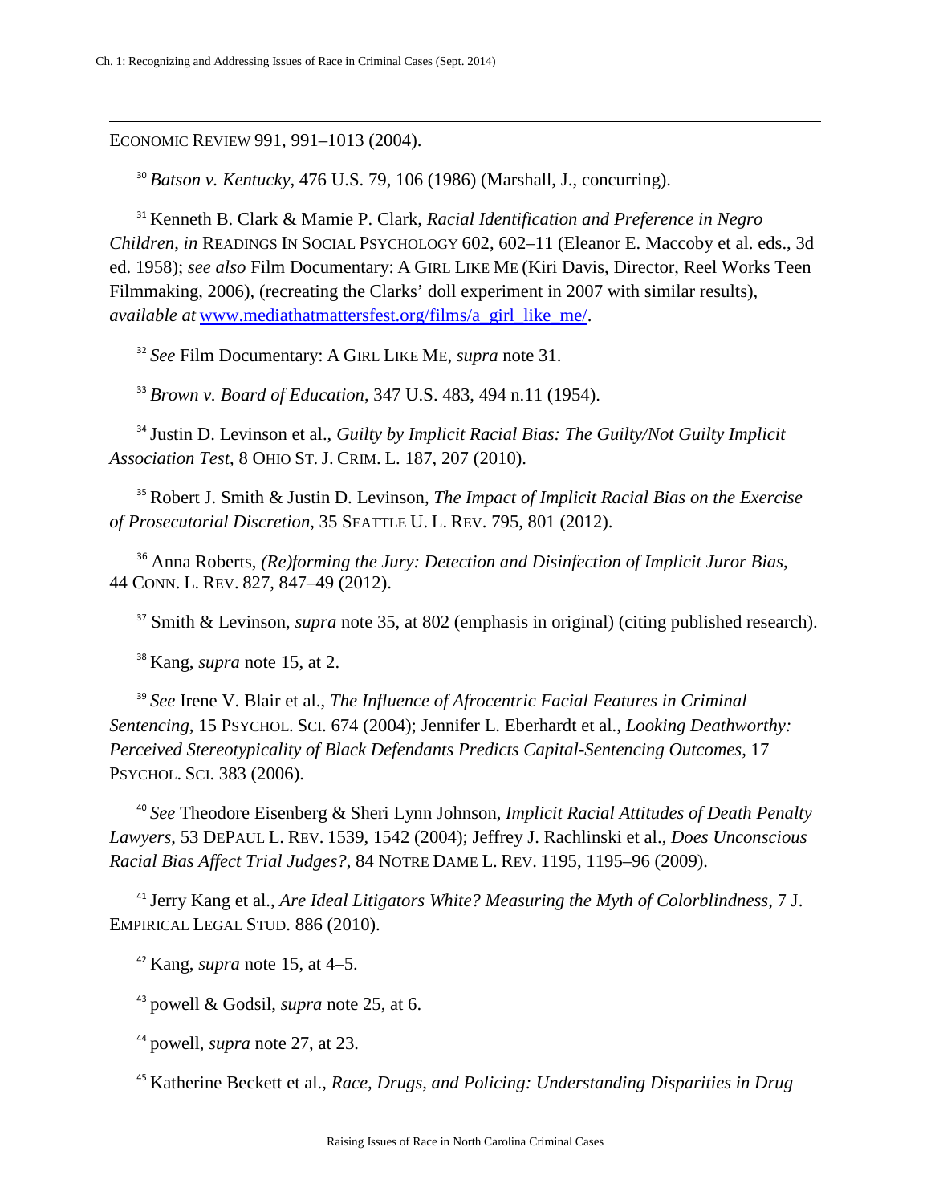ECONOMIC REVIEW 991, 991–1013 (2004).

[30] *Batson v. Kentucky*, 476 U.S. 79, 106 (1986) (Marshall, J., concurring).

[31] Kenneth B. Clark & Mamie P. Clark, *Racial Identification and Preference in Negro Children*, *in* READINGS IN SOCIAL PSYCHOLOGY 602, 602–11 (Eleanor E. Maccoby et al. eds., 3d ed. 1958); *see also* Film Documentary: A GIRL LIKE ME (Kiri Davis, Director, Reel Works Teen Filmmaking, 2006), (recreating the Clarks' doll experiment in 2007 with similar results), *available at* www.mediathatmattersfest.org/films/a_girl_like_me/.

[32] *See* Film Documentary: A GIRL LIKE ME, *supra* note 31.

[33] *Brown v. Board of Education*, 347 U.S. 483, 494 n.11 (1954).

[34] Justin D. Levinson et al., *Guilty by Implicit Racial Bias: The Guilty/Not Guilty Implicit Association Test*, 8 OHIO ST. J. CRIM. L. 187, 207 (2010).

[35] Robert J. Smith & Justin D. Levinson, *The Impact of Implicit Racial Bias on the Exercise of Prosecutorial Discretion*, 35 SEATTLE U. L. REV. 795, 801 (2012).

[36] Anna Roberts, *(Re)forming the Jury: Detection and Disinfection of Implicit Juror Bias*, 44 CONN. L. REV. 827, 847–49 (2012).

[37] Smith & Levinson, *supra* note 35, at 802 (emphasis in original) (citing published research).

[38] Kang, *supra* note 15, at 2.

[39] *See* Irene V. Blair et al., *The Influence of Afrocentric Facial Features in Criminal Sentencing*, 15 PSYCHOL. SCI. 674 (2004); Jennifer L. Eberhardt et al., *Looking Deathworthy: Perceived Stereotypicality of Black Defendants Predicts Capital-Sentencing Outcomes*, 17 PSYCHOL. SCI. 383 (2006).

[40] *See* Theodore Eisenberg & Sheri Lynn Johnson, *Implicit Racial Attitudes of Death Penalty Lawyers*, 53 DEPAUL L. REV. 1539, 1542 (2004); Jeffrey J. Rachlinski et al., *Does Unconscious Racial Bias Affect Trial Judges?*, 84 NOTRE DAME L. REV. 1195, 1195–96 (2009).

[41] Jerry Kang et al., *Are Ideal Litigators White? Measuring the Myth of Colorblindness*, 7 J. EMPIRICAL LEGAL STUD. 886 (2010).

[42] Kang, *supra* note 15, at 4–5.

[43] powell & Godsil, *supra* note 25, at 6.

[44] powell, *supra* note 27, at 23.

[45] Katherine Beckett et al., *Race, Drugs, and Policing: Understanding Disparities in Drug*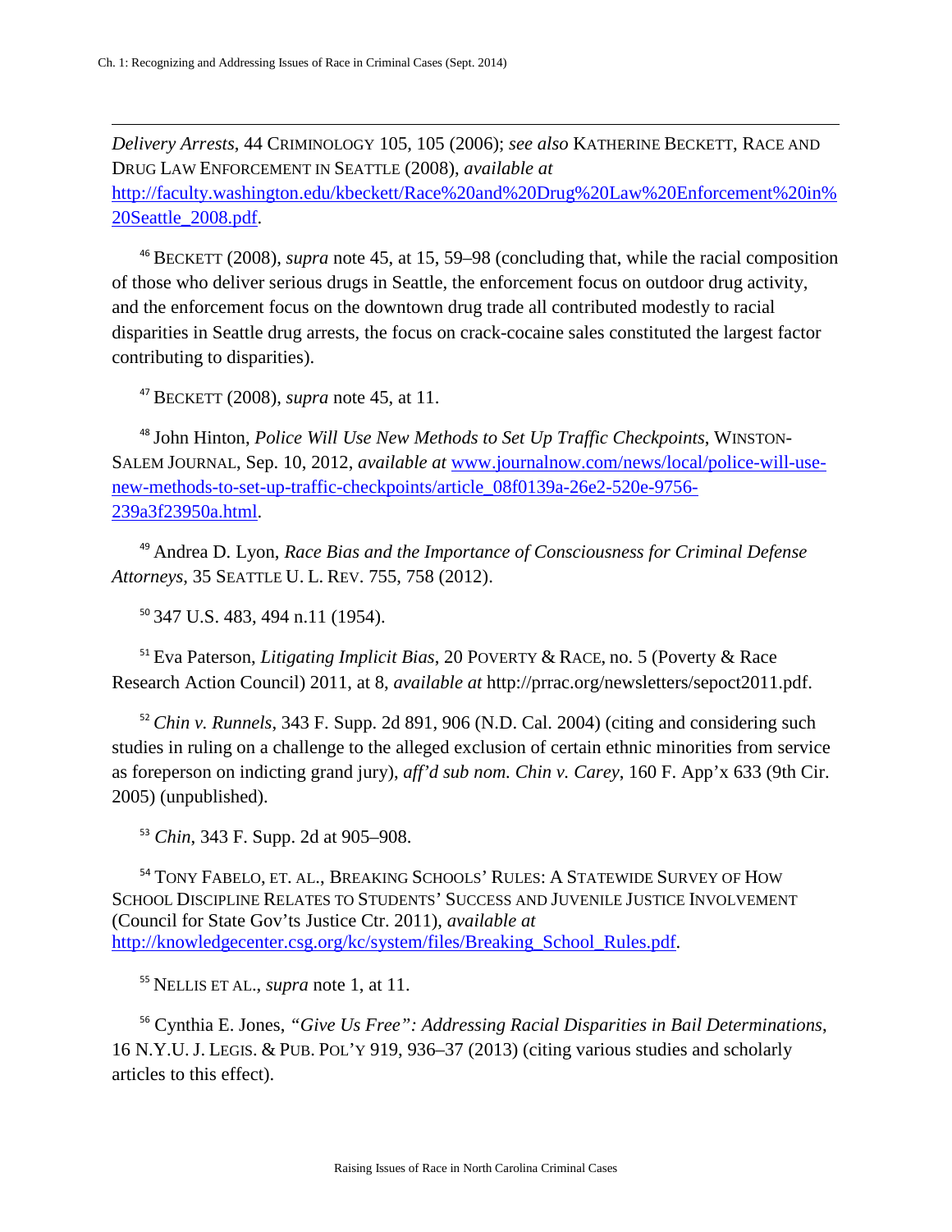*Delivery Arrests*, 44 CRIMINOLOGY 105, 105 (2006); *see also* KATHERINE BECKETT, RACE AND DRUG LAW ENFORCEMENT IN SEATTLE (2008), *available at* [http://faculty.washington.edu/kbeckett/Race%20and%20Drug%20Law%20Enforcement%20in%20Seattle_2008.pdf](http://faculty.washington.edu/kbeckett/Race%20and%20Drug%20Law%20Enforcement%20in%20Seattle_2008.pdf).

[46] BECKETT (2008), *supra* note 45, at 15, 59–98 (concluding that, while the racial composition of those who deliver serious drugs in Seattle, the enforcement focus on outdoor drug activity, and the enforcement focus on the downtown drug trade all contributed modestly to racial disparities in Seattle drug arrests, the focus on crack-cocaine sales constituted the largest factor contributing to disparities).

[47] BECKETT (2008), *supra* note 45, at 11.

[48] John Hinton, *Police Will Use New Methods to Set Up Traffic Checkpoints*, WINSTON-SALEM JOURNAL, Sep. 10, 2012, *available at* [www.journalnow.com/news/local/police-will-use-new-methods-to-set-up-traffic-checkpoints/article_08f0139a-26e2-520e-9756-239a3f23950a.html](www.journalnow.com/news/local/police-will-use-new-methods-to-set-up-traffic-checkpoints/article_08f0139a-26e2-520e-9756-239a3f23950a.html).

[49] Andrea D. Lyon, *Race Bias and the Importance of Consciousness for Criminal Defense Attorneys*, 35 SEATTLE U. L. REV. 755, 758 (2012).

[50] 347 U.S. 483, 494 n.11 (1954).

[51] Eva Paterson, *Litigating Implicit Bias*, 20 POVERTY & RACE, no. 5 (Poverty & Race Research Action Council) 2011, at 8, *available at* http://prrac.org/newsletters/sepoct2011.pdf.

[52] *Chin v. Runnels*, 343 F. Supp. 2d 891, 906 (N.D. Cal. 2004) (citing and considering such studies in ruling on a challenge to the alleged exclusion of certain ethnic minorities from service as foreperson on indicting grand jury), *aff'd sub nom. Chin v. Carey*, 160 F. App'x 633 (9th Cir. 2005) (unpublished).

[53] *Chin*, 343 F. Supp. 2d at 905–908.

[54] TONY FABELO, ET. AL., BREAKING SCHOOLS' RULES: A STATEWIDE SURVEY OF HOW SCHOOL DISCIPLINE RELATES TO STUDENTS' SUCCESS AND JUVENILE JUSTICE INVOLVEMENT (Council for State Gov'ts Justice Ctr. 2011), *available at* [http://knowledgecenter.csg.org/kc/system/files/Breaking_School_Rules.pdf](http://knowledgecenter.csg.org/kc/system/files/Breaking_School_Rules.pdf).

[55] NELLIS ET AL., *supra* note 1, at 11.

[56] Cynthia E. Jones, *"Give Us Free": Addressing Racial Disparities in Bail Determinations*, 16 N.Y.U. J. LEGIS. & PUB. POL'Y 919, 936–37 (2013) (citing various studies and scholarly articles to this effect).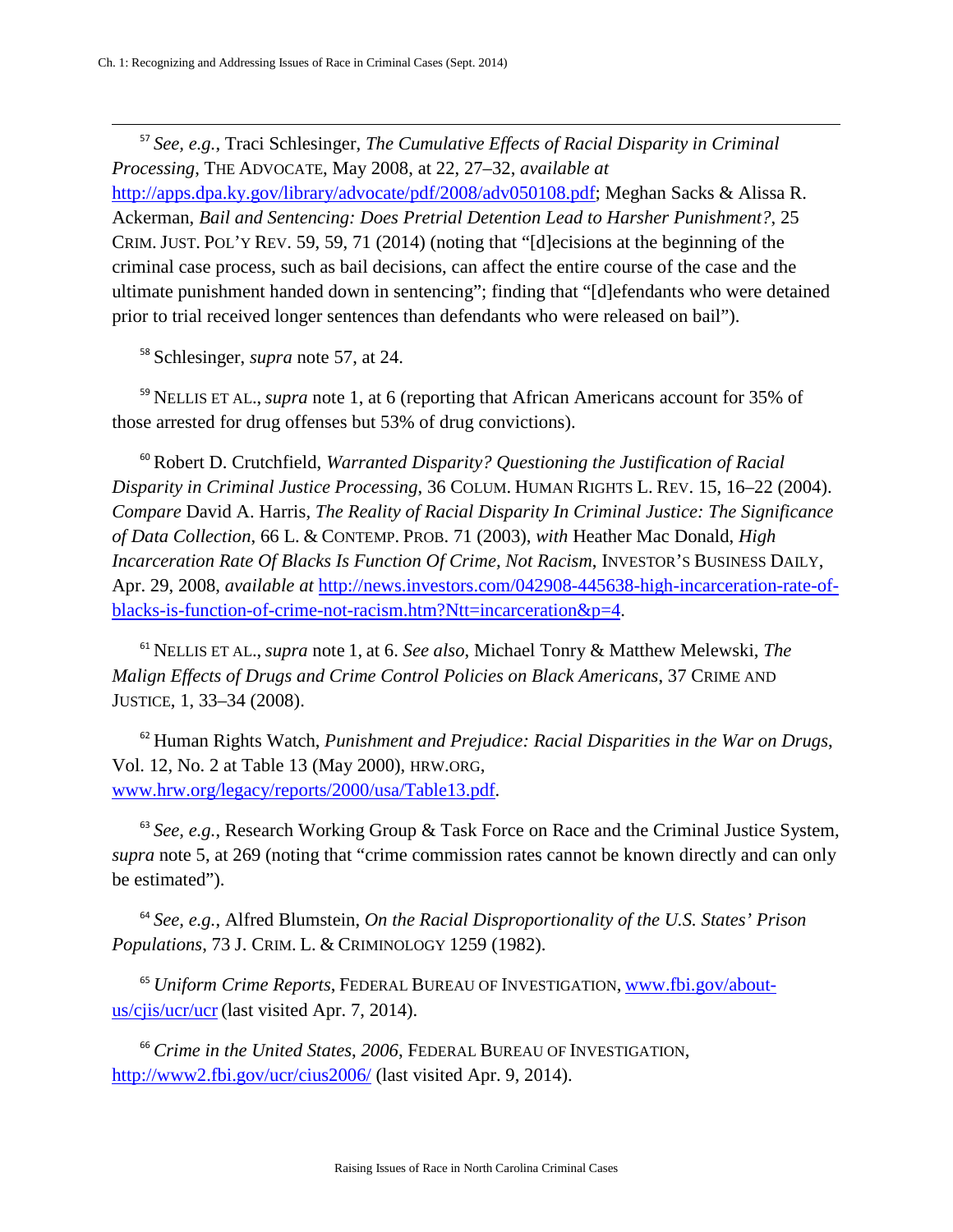[57] *See, e.g.*, Traci Schlesinger, *The Cumulative Effects of Racial Disparity in Criminal Processing*, THE ADVOCATE, May 2008, at 22, 27–32, *available at* http://apps.dpa.ky.gov/library/advocate/pdf/2008/adv050108.pdf; Meghan Sacks & Alissa R. Ackerman, *Bail and Sentencing: Does Pretrial Detention Lead to Harsher Punishment?*, 25 CRIM. JUST. POL'Y REV. 59, 59, 71 (2014) (noting that "[d]ecisions at the beginning of the criminal case process, such as bail decisions, can affect the entire course of the case and the ultimate punishment handed down in sentencing"; finding that "[d]efendants who were detained prior to trial received longer sentences than defendants who were released on bail").

[58] Schlesinger, *supra* note 57, at 24.

[59] NELLIS ET AL., *supra* note 1, at 6 (reporting that African Americans account for 35% of those arrested for drug offenses but 53% of drug convictions).

[60] Robert D. Crutchfield, *Warranted Disparity? Questioning the Justification of Racial Disparity in Criminal Justice Processing*, 36 COLUM. HUMAN RIGHTS L. REV. 15, 16–22 (2004). *Compare* David A. Harris, *The Reality of Racial Disparity In Criminal Justice: The Significance of Data Collection*, 66 L. & CONTEMP. PROB. 71 (2003), *with* Heather Mac Donald, *High Incarceration Rate Of Blacks Is Function Of Crime, Not Racism*, INVESTOR'S BUSINESS DAILY, Apr. 29, 2008, *available at* http://news.investors.com/042908-445638-high-incarceration-rate-of-blacks-is-function-of-crime-not-racism.htm?Ntt=incarceration&p=4.

[61] NELLIS ET AL., *supra* note 1, at 6. *See also*, Michael Tonry & Matthew Melewski, *The Malign Effects of Drugs and Crime Control Policies on Black Americans*, 37 CRIME AND JUSTICE, 1, 33–34 (2008).

[62] Human Rights Watch, *Punishment and Prejudice: Racial Disparities in the War on Drugs*, Vol. 12, No. 2 at Table 13 (May 2000), HRW.ORG, www.hrw.org/legacy/reports/2000/usa/Table13.pdf.

[63] *See, e.g.*, Research Working Group & Task Force on Race and the Criminal Justice System, *supra* note 5, at 269 (noting that "crime commission rates cannot be known directly and can only be estimated").

[64] *See, e.g.*, Alfred Blumstein, *On the Racial Disproportionality of the U.S. States' Prison Populations*, 73 J. CRIM. L. & CRIMINOLOGY 1259 (1982).

[65] *Uniform Crime Reports*, FEDERAL BUREAU OF INVESTIGATION, www.fbi.gov/about-us/cjis/ucr/ucr (last visited Apr. 7, 2014).

[66] *Crime in the United States, 2006*, FEDERAL BUREAU OF INVESTIGATION, http://www2.fbi.gov/ucr/cius2006/ (last visited Apr. 9, 2014).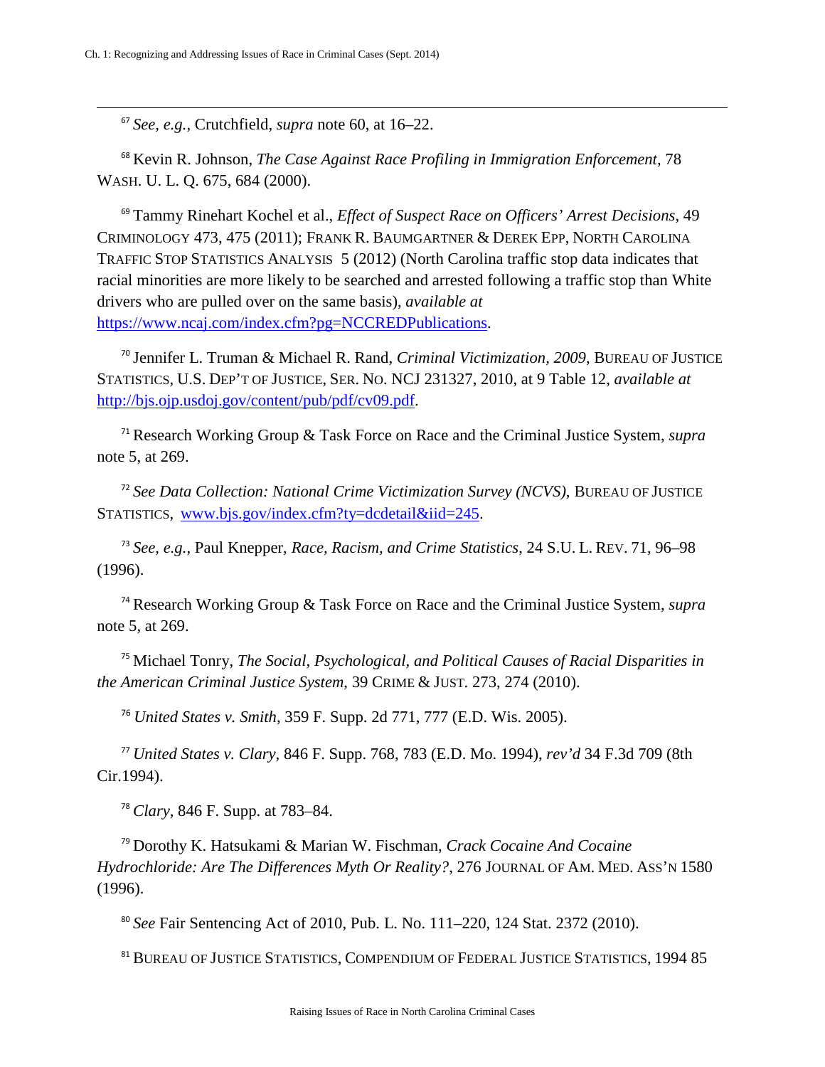[67] *See, e.g.*, Crutchfield, *supra* note 60, at 16–22.

[68] Kevin R. Johnson, *The Case Against Race Profiling in Immigration Enforcement*, 78 WASH. U. L. Q. 675, 684 (2000).

[69] Tammy Rinehart Kochel et al., *Effect of Suspect Race on Officers' Arrest Decisions*, 49 CRIMINOLOGY 473, 475 (2011); FRANK R. BAUMGARTNER & DEREK EPP, NORTH CAROLINA TRAFFIC STOP STATISTICS ANALYSIS 5 (2012) (North Carolina traffic stop data indicates that racial minorities are more likely to be searched and arrested following a traffic stop than White drivers who are pulled over on the same basis), *available at* https://www.ncaj.com/index.cfm?pg=NCCREDPublications.

[70] Jennifer L. Truman & Michael R. Rand, *Criminal Victimization, 2009*, BUREAU OF JUSTICE STATISTICS, U.S. DEP'T OF JUSTICE, SER. NO. NCJ 231327, 2010, at 9 Table 12, *available at* http://bjs.ojp.usdoj.gov/content/pub/pdf/cv09.pdf.

[71] Research Working Group & Task Force on Race and the Criminal Justice System, *supra* note 5, at 269.

[72] *See Data Collection: National Crime Victimization Survey (NCVS)*, BUREAU OF JUSTICE STATISTICS, www.bjs.gov/index.cfm?ty=dcdetail&iid=245.

[73] *See, e.g.*, Paul Knepper, *Race, Racism, and Crime Statistics*, 24 S.U. L. REV. 71, 96–98 (1996).

[74] Research Working Group & Task Force on Race and the Criminal Justice System, *supra* note 5, at 269.

[75] Michael Tonry, *The Social, Psychological, and Political Causes of Racial Disparities in the American Criminal Justice System*, 39 CRIME & JUST. 273, 274 (2010).

[76] *United States v. Smith*, 359 F. Supp. 2d 771, 777 (E.D. Wis. 2005).

[77] *United States v. Clary*, 846 F. Supp. 768, 783 (E.D. Mo. 1994), *rev'd* 34 F.3d 709 (8th Cir.1994).

[78] *Clary*, 846 F. Supp. at 783–84.

[79] Dorothy K. Hatsukami & Marian W. Fischman, *Crack Cocaine And Cocaine Hydrochloride: Are The Differences Myth Or Reality?*, 276 JOURNAL OF AM. MED. ASS'N 1580 (1996).

[80] *See* Fair Sentencing Act of 2010, Pub. L. No. 111–220, 124 Stat. 2372 (2010).

[81] BUREAU OF JUSTICE STATISTICS, COMPENDIUM OF FEDERAL JUSTICE STATISTICS, 1994 85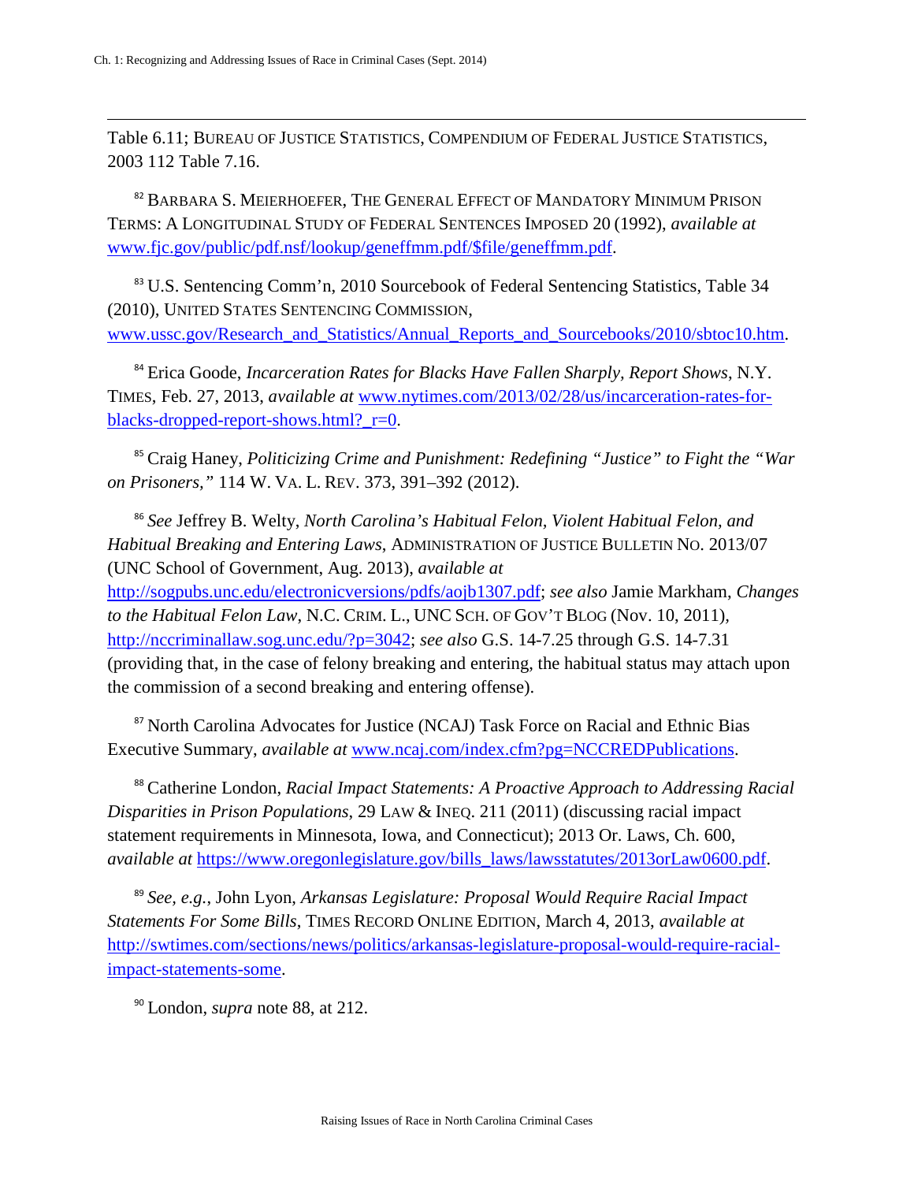Table 6.11; BUREAU OF JUSTICE STATISTICS, COMPENDIUM OF FEDERAL JUSTICE STATISTICS, 2003 112 Table 7.16.

[82] BARBARA S. MEIERHOEFER, THE GENERAL EFFECT OF MANDATORY MINIMUM PRISON TERMS: A LONGITUDINAL STUDY OF FEDERAL SENTENCES IMPOSED 20 (1992), *available at* www.fjc.gov/public/pdf.nsf/lookup/geneffmm.pdf/$file/geneffmm.pdf.

[83] U.S. Sentencing Comm'n, 2010 Sourcebook of Federal Sentencing Statistics, Table 34 (2010), UNITED STATES SENTENCING COMMISSION, www.ussc.gov/Research_and_Statistics/Annual_Reports_and_Sourcebooks/2010/sbtoc10.htm.

[84] Erica Goode, *Incarceration Rates for Blacks Have Fallen Sharply, Report Shows*, N.Y. TIMES, Feb. 27, 2013, *available at* www.nytimes.com/2013/02/28/us/incarceration-rates-for-blacks-dropped-report-shows.html?_r=0.

[85] Craig Haney, *Politicizing Crime and Punishment: Redefining "Justice" to Fight the "War on Prisoners,"* 114 W. VA. L. REV. 373, 391–392 (2012).

[86] *See* Jeffrey B. Welty, *North Carolina's Habitual Felon, Violent Habitual Felon, and Habitual Breaking and Entering Laws*, ADMINISTRATION OF JUSTICE BULLETIN NO. 2013/07 (UNC School of Government, Aug. 2013), *available at* http://sogpubs.unc.edu/electronicversions/pdfs/aojb1307.pdf; *see also* Jamie Markham, *Changes to the Habitual Felon Law*, N.C. CRIM. L., UNC SCH. OF GOV'T BLOG (Nov. 10, 2011), http://nccriminallaw.sog.unc.edu/?p=3042; *see also* G.S. 14-7.25 through G.S. 14-7.31 (providing that, in the case of felony breaking and entering, the habitual status may attach upon the commission of a second breaking and entering offense).

[87] North Carolina Advocates for Justice (NCAJ) Task Force on Racial and Ethnic Bias Executive Summary, *available at* www.ncaj.com/index.cfm?pg=NCCREDPublications.

[88] Catherine London, *Racial Impact Statements: A Proactive Approach to Addressing Racial Disparities in Prison Populations*, 29 LAW & INEQ. 211 (2011) (discussing racial impact statement requirements in Minnesota, Iowa, and Connecticut); 2013 Or. Laws, Ch. 600, *available at* https://www.oregonlegislature.gov/bills_laws/lawsstatutes/2013orLaw0600.pdf.

[89] *See, e.g.*, John Lyon, *Arkansas Legislature: Proposal Would Require Racial Impact Statements For Some Bills*, TIMES RECORD ONLINE EDITION, March 4, 2013, *available at* http://swtimes.com/sections/news/politics/arkansas-legislature-proposal-would-require-racial-impact-statements-some.

[90] London, *supra* note 88, at 212.